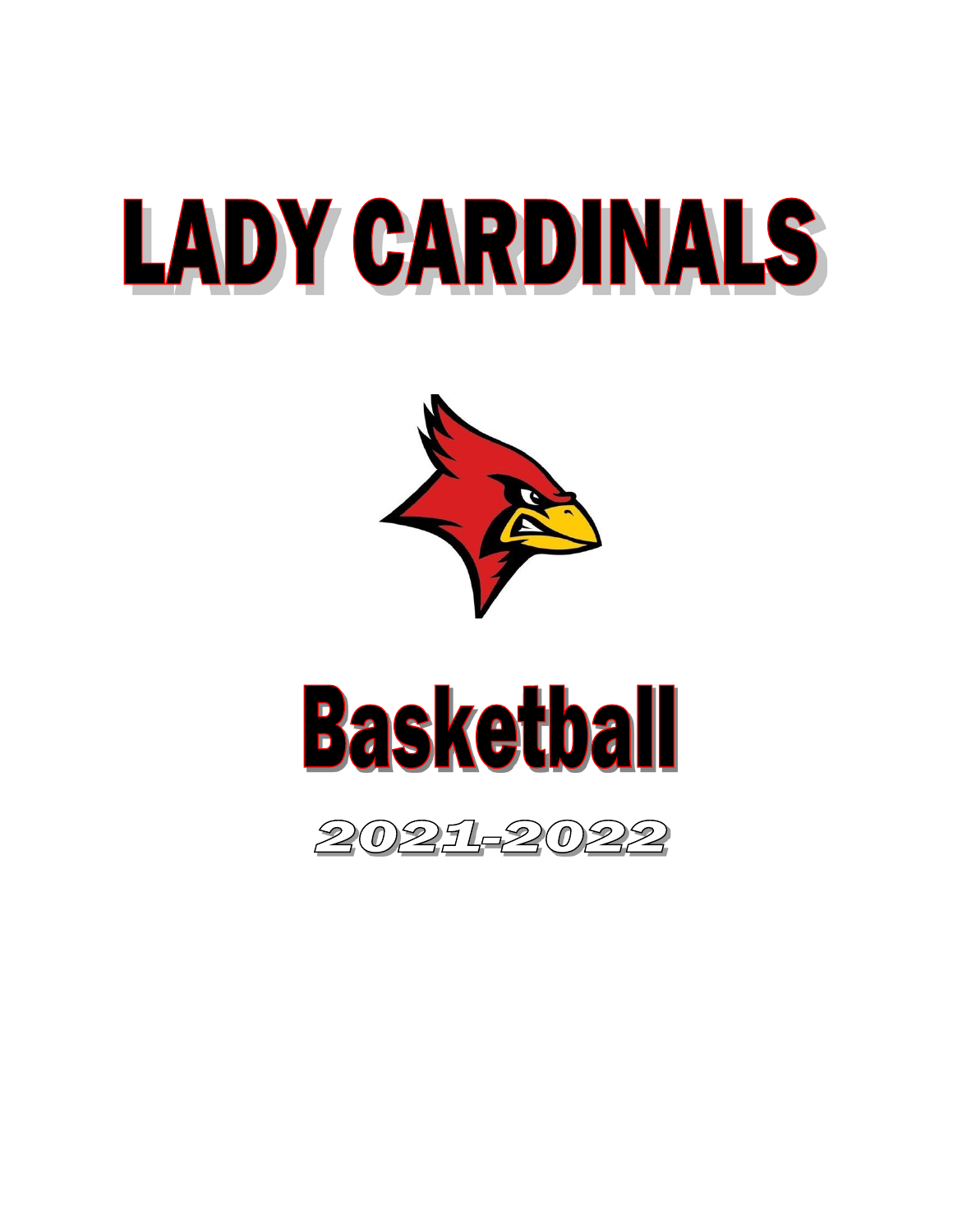# LADY CARDINALS

# Basketball

## 2021-2022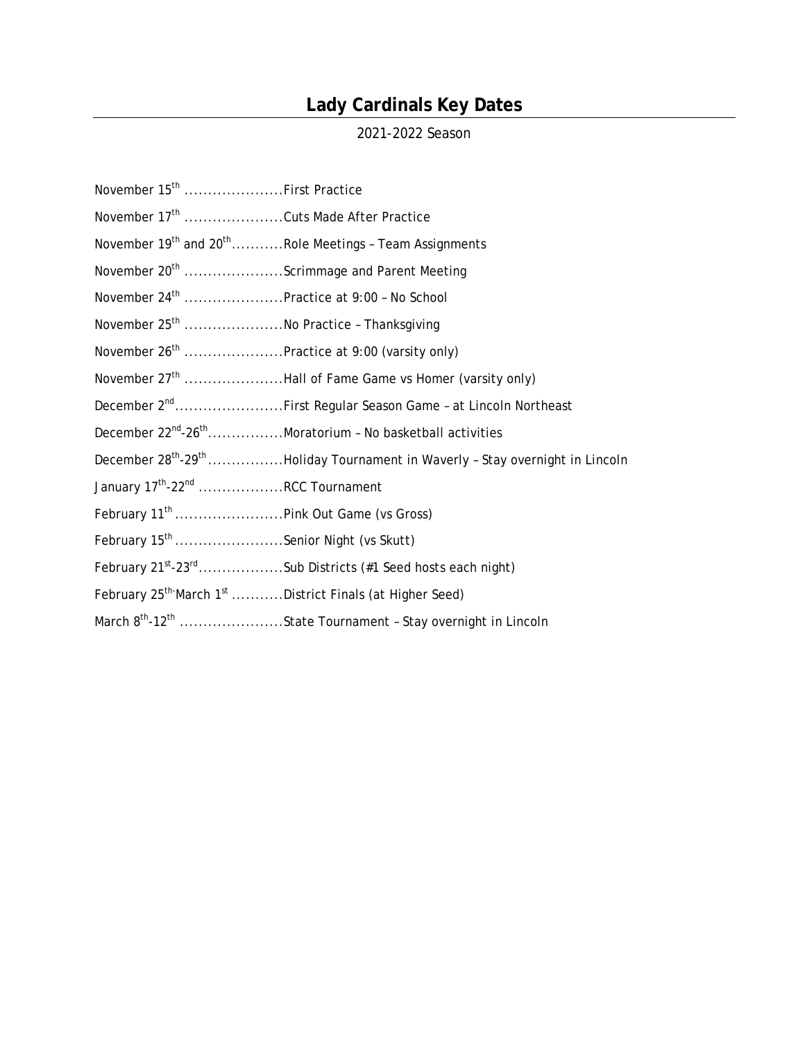# Lady Cardinals Key Dates

2021-2022 Season

November 15th .....................First Practice

November 17th .....................Cuts Made After Practice

November 19th and 20th...........Role Meetings – Team Assignments

November 20th .....................Scrimmage and Parent Meeting

November 24th .....................Practice at 9:00 – No School

November 25th .....................No Practice – Thanksgiving

November 26th .....................Practice at 9:00 (varsity only)

November 27th .....................Hall of Fame Game vs Homer (varsity only)

December 2nd.......................First Regular Season Game – at Lincoln Northeast

December 22nd-26th................Moratorium – No basketball activities

December 28th-29th................Holiday Tournament in Waverly – Stay overnight in Lincoln

January 17th-22nd ..................RCC Tournament

February 11th .......................Pink Out Game (vs Gross)

February 15th .......................Senior Night (vs Skutt)

February 21st-23rd..................Sub Districts (#1 Seed hosts each night)

February 25th-March 1st ...........District Finals (at Higher Seed)

March 8th-12th ......................State Tournament – Stay overnight in Lincoln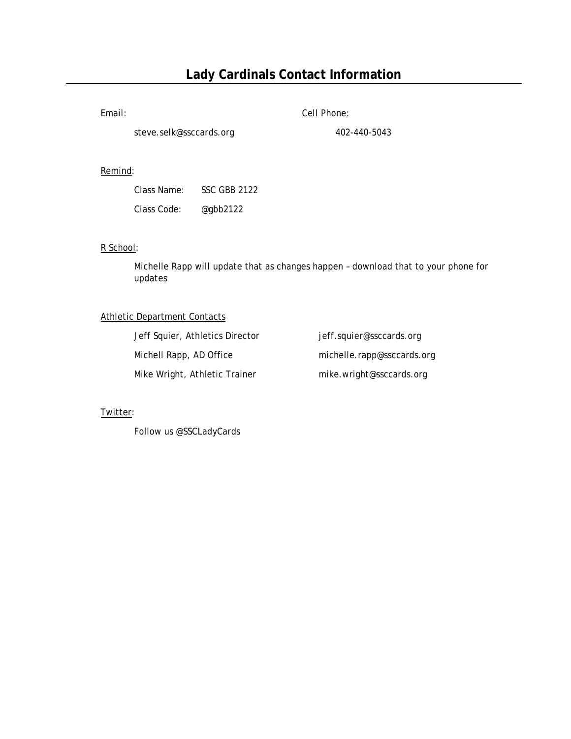# Lady Cardinals Contact Information

Email:

steve.selk@ssccards.org

Cell Phone:

402-440-5043

Remind:

Class Name: SSC GBB 2122

Class Code: @gbb2122

R School:

Michelle Rapp will update that as changes happen – download that to your phone for updates

Athletic Department Contacts

| | |
|---|---|
| Jeff Squier, Athletics Director | jeff.squier@ssccards.org |
| Michell Rapp, AD Office | michelle.rapp@ssccards.org |
| Mike Wright, Athletic Trainer | mike.wright@ssccards.org |

Twitter:

Follow us @SSCLadyCards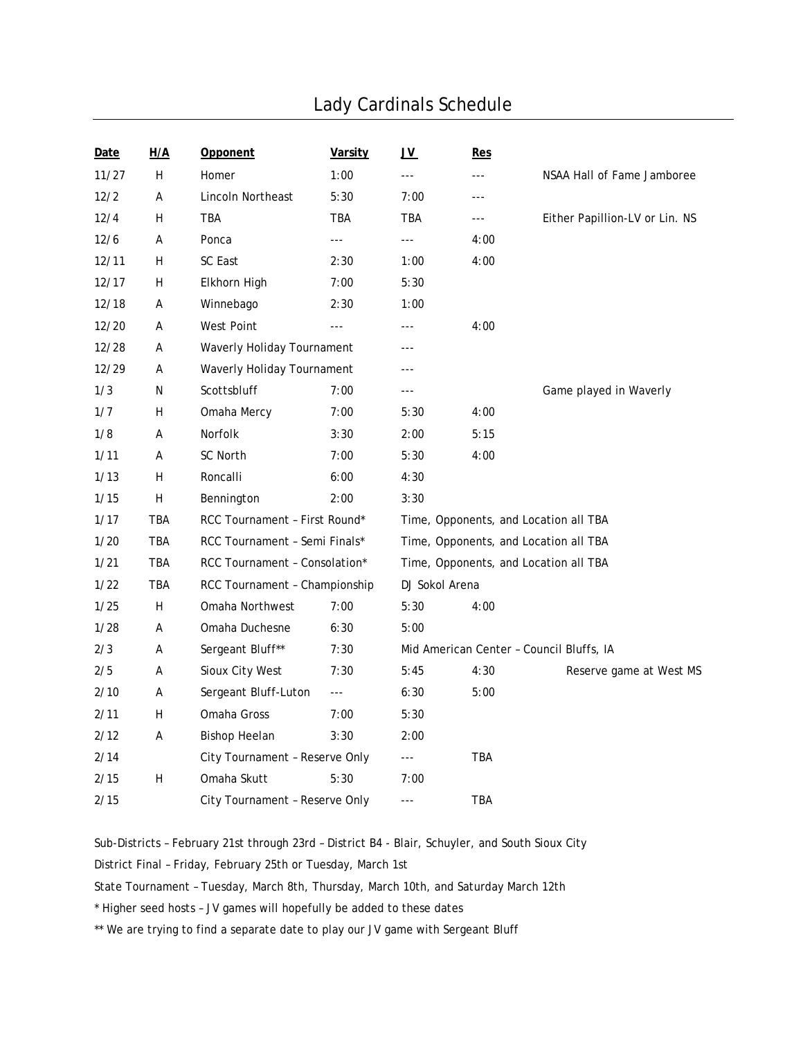# Lady Cardinals Schedule

| Date | H/A | Opponent | Varsity | JV | Res | |
|---|---|---|---|---|---|---|
| 11/27 | H | Homer | 1:00 | --- | --- | NSAA Hall of Fame Jamboree |
| 12/2 | A | Lincoln Northeast | 5:30 | 7:00 | --- | |
| 12/4 | H | TBA | TBA | TBA | --- | Either Papillion-LV or Lin. NS |
| 12/6 | A | Ponca | --- | --- | 4:00 | |
| 12/11 | H | SC East | 2:30 | 1:00 | 4:00 | |
| 12/17 | H | Elkhorn High | 7:00 | 5:30 | | |
| 12/18 | A | Winnebago | 2:30 | 1:00 | | |
| 12/20 | A | West Point | --- | --- | 4:00 | |
| 12/28 | A | Waverly Holiday Tournament | | --- | | |
| 12/29 | A | Waverly Holiday Tournament | | --- | | |
| 1/3 | N | Scottsbluff | 7:00 | --- | | Game played in Waverly |
| 1/7 | H | Omaha Mercy | 7:00 | 5:30 | 4:00 | |
| 1/8 | A | Norfolk | 3:30 | 2:00 | 5:15 | |
| 1/11 | A | SC North | 7:00 | 5:30 | 4:00 | |
| 1/13 | H | Roncalli | 6:00 | 4:30 | | |
| 1/15 | H | Bennington | 2:00 | 3:30 | | |
| 1/17 | TBA | RCC Tournament – First Round* | | Time, Opponents, and Location all TBA | | |
| 1/20 | TBA | RCC Tournament – Semi Finals* | | Time, Opponents, and Location all TBA | | |
| 1/21 | TBA | RCC Tournament – Consolation* | | Time, Opponents, and Location all TBA | | |
| 1/22 | TBA | RCC Tournament – Championship | | DJ Sokol Arena | | |
| 1/25 | H | Omaha Northwest | 7:00 | 5:30 | 4:00 | |
| 1/28 | A | Omaha Duchesne | 6:30 | 5:00 | | |
| 2/3 | A | Sergeant Bluff** | 7:30 | Mid American Center – Council Bluffs, IA | | |
| 2/5 | A | Sioux City West | 7:30 | 5:45 | 4:30 | Reserve game at West MS |
| 2/10 | A | Sergeant Bluff-Luton | --- | 6:30 | 5:00 | |
| 2/11 | H | Omaha Gross | 7:00 | 5:30 | | |
| 2/12 | A | Bishop Heelan | 3:30 | 2:00 | | |
| 2/14 | | City Tournament – Reserve Only | | --- | TBA | |
| 2/15 | H | Omaha Skutt | 5:30 | 7:00 | | |
| 2/15 | | City Tournament – Reserve Only | | --- | TBA | |

Sub-Districts – February 21st through 23rd – District B4 - Blair, Schuyler, and South Sioux City

District Final – Friday, February 25th or Tuesday, March 1st

State Tournament – Tuesday, March 8th, Thursday, March 10th, and Saturday March 12th

* Higher seed hosts – JV games will hopefully be added to these dates

** We are trying to find a separate date to play our JV game with Sergeant Bluff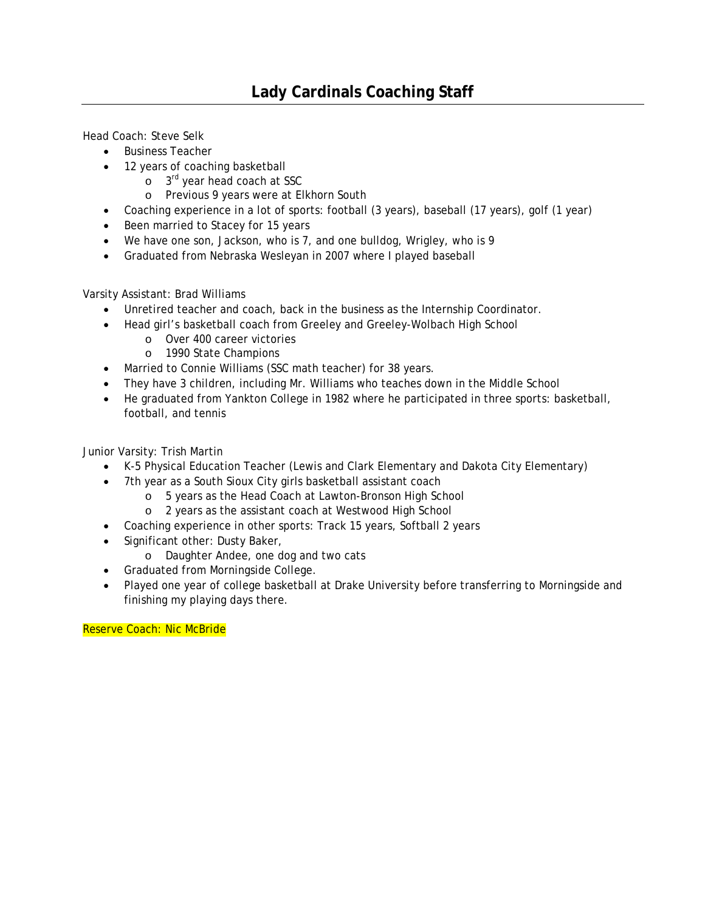# Lady Cardinals Coaching Staff

Head Coach: Steve Selk

- Business Teacher
- 12 years of coaching basketball
  - 3rd year head coach at SSC
  - Previous 9 years were at Elkhorn South
- Coaching experience in a lot of sports: football (3 years), baseball (17 years), golf (1 year)
- Been married to Stacey for 15 years
- We have one son, Jackson, who is 7, and one bulldog, Wrigley, who is 9
- Graduated from Nebraska Wesleyan in 2007 where I played baseball

Varsity Assistant: Brad Williams

- Unretired teacher and coach, back in the business as the Internship Coordinator.
- Head girl's basketball coach from Greeley and Greeley-Wolbach High School
  - Over 400 career victories
  - 1990 State Champions
- Married to Connie Williams (SSC math teacher) for 38 years.
- They have 3 children, including Mr. Williams who teaches down in the Middle School
- He graduated from Yankton College in 1982 where he participated in three sports: basketball, football, and tennis

Junior Varsity: Trish Martin

- K-5 Physical Education Teacher (Lewis and Clark Elementary and Dakota City Elementary)
- 7th year as a South Sioux City girls basketball assistant coach
  - 5 years as the Head Coach at Lawton-Bronson High School
  - 2 years as the assistant coach at Westwood High School
- Coaching experience in other sports: Track 15 years, Softball 2 years
- Significant other: Dusty Baker,
  - Daughter Andee, one dog and two cats
- Graduated from Morningside College.
- Played one year of college basketball at Drake University before transferring to Morningside and finishing my playing days there.

Reserve Coach: Nic McBride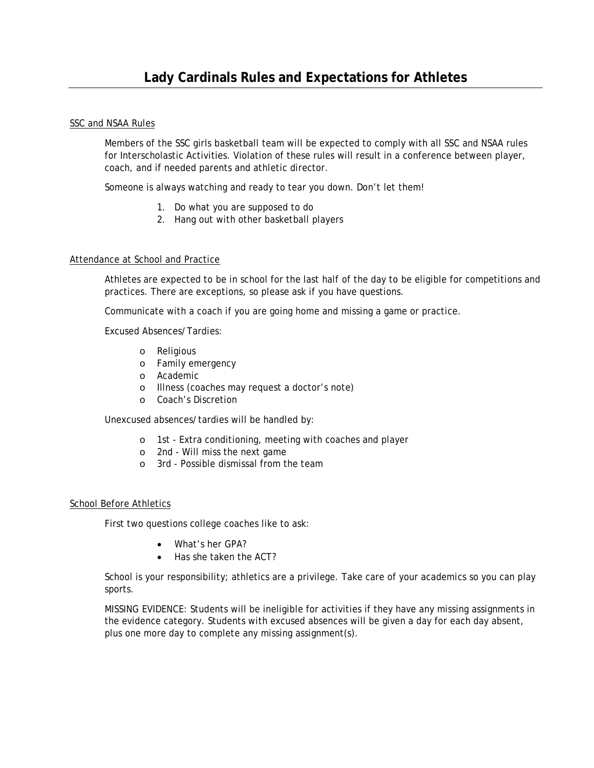# Lady Cardinals Rules and Expectations for Athletes

<u>SSC and NSAA Rules</u>

Members of the SSC girls basketball team will be expected to comply with all SSC and NSAA rules for Interscholastic Activities. Violation of these rules will result in a conference between player, coach, and if needed parents and athletic director.

Someone is always watching and ready to tear you down. Don't let them!

1. Do what you are supposed to do
2. Hang out with other basketball players

<u>Attendance at School and Practice</u>

Athletes are expected to be in school for the last half of the day to be eligible for competitions and practices. There are exceptions, so please ask if you have questions.

Communicate with a coach if you are going home and missing a game or practice.

Excused Absences/Tardies:

- Religious
- Family emergency
- Academic
- Illness (coaches may request a doctor's note)
- Coach's Discretion

Unexcused absences/tardies will be handled by:

- 1st - Extra conditioning, meeting with coaches and player
- 2nd - Will miss the next game
- 3rd - Possible dismissal from the team

<u>School Before Athletics</u>

First two questions college coaches like to ask:

- What's her GPA?
- Has she taken the ACT?

School is your responsibility; athletics are a privilege. Take care of your academics so you can play sports.

MISSING EVIDENCE: Students will be ineligible for activities if they have any missing assignments in the evidence category. Students with excused absences will be given a day for each day absent, plus one more day to complete any missing assignment(s).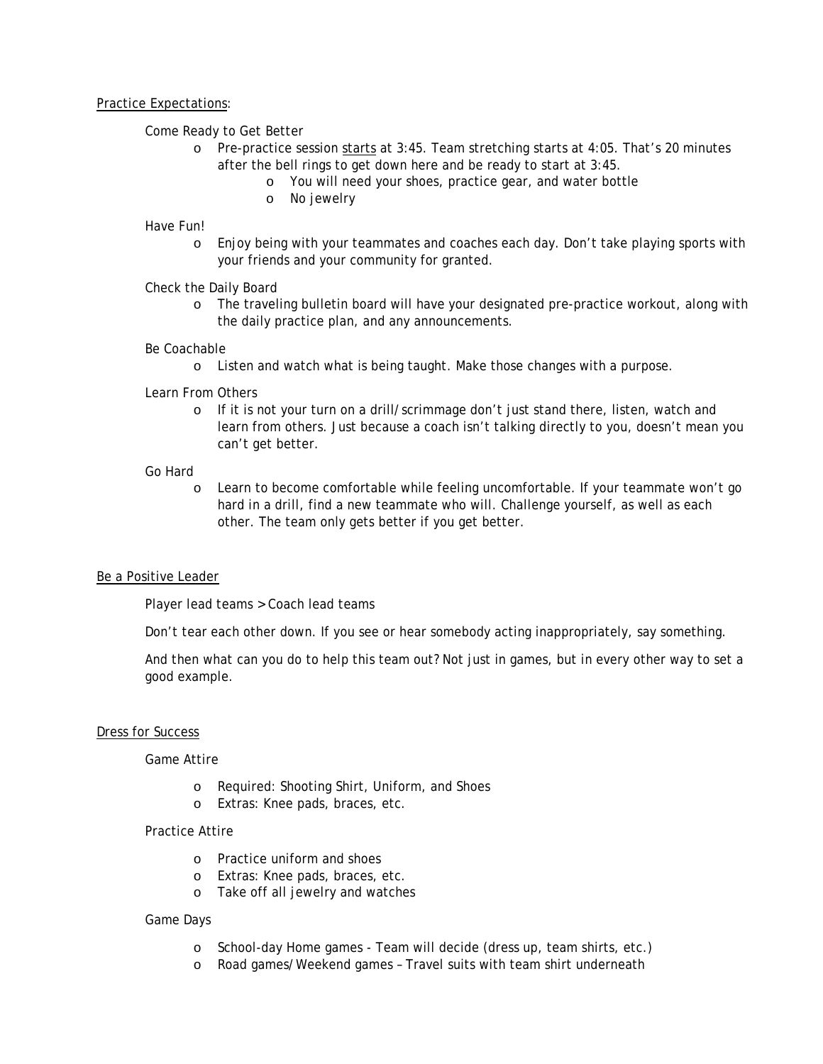## Practice Expectations:

Come Ready to Get Better

- Pre-practice session starts at 3:45. Team stretching starts at 4:05. That's 20 minutes after the bell rings to get down here and be ready to start at 3:45.
  - You will need your shoes, practice gear, and water bottle
  - No jewelry

Have Fun!

- Enjoy being with your teammates and coaches each day. Don't take playing sports with your friends and your community for granted.

Check the Daily Board

- The traveling bulletin board will have your designated pre-practice workout, along with the daily practice plan, and any announcements.

Be Coachable

- Listen and watch what is being taught. Make those changes with a purpose.

Learn From Others

- If it is not your turn on a drill/scrimmage don't just stand there, listen, watch and learn from others. Just because a coach isn't talking directly to you, doesn't mean you can't get better.

Go Hard

- Learn to become comfortable while feeling uncomfortable. If your teammate won't go hard in a drill, find a new teammate who will. Challenge yourself, as well as each other. The team only gets better if you get better.

## Be a Positive Leader

Player lead teams > Coach lead teams

Don't tear each other down. If you see or hear somebody acting inappropriately, say something.

And then what can you do to help this team out? Not just in games, but in every other way to set a good example.

## Dress for Success

Game Attire

- Required: Shooting Shirt, Uniform, and Shoes
- Extras: Knee pads, braces, etc.

Practice Attire

- Practice uniform and shoes
- Extras: Knee pads, braces, etc.
- Take off all jewelry and watches

Game Days

- School-day Home games - Team will decide (dress up, team shirts, etc.)
- Road games/Weekend games – Travel suits with team shirt underneath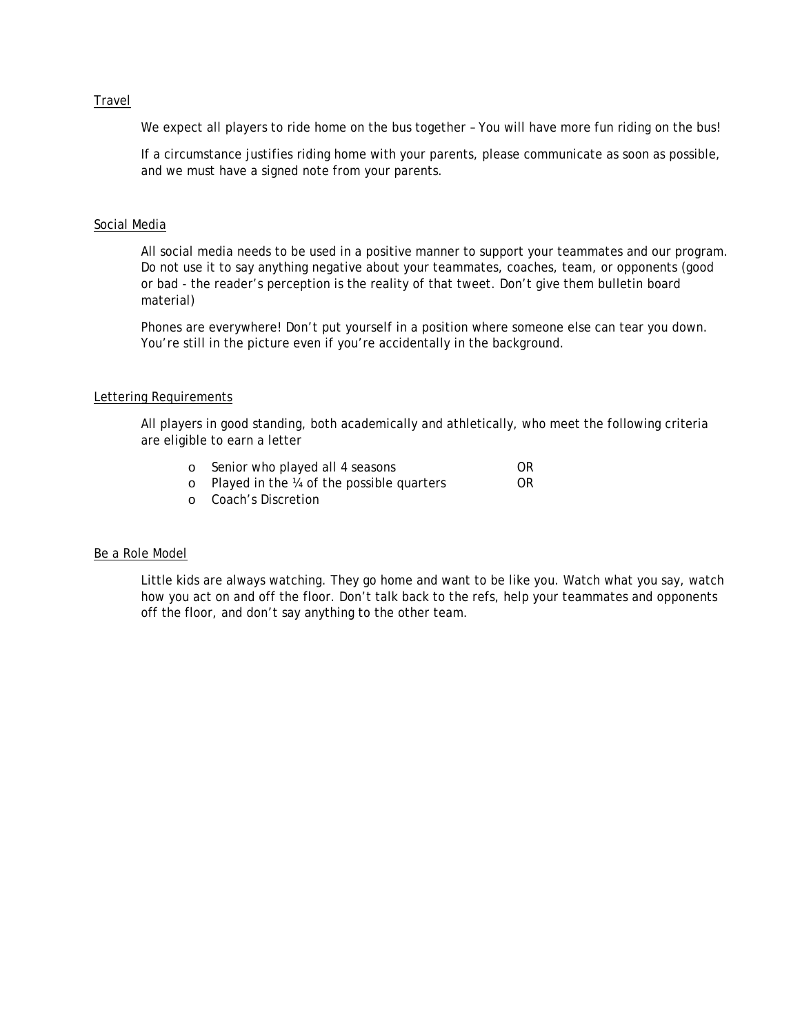## Travel

We expect all players to ride home on the bus together – You will have more fun riding on the bus!

If a circumstance justifies riding home with your parents, please communicate as soon as possible, and we must have a signed note from your parents.

## Social Media

All social media needs to be used in a positive manner to support your teammates and our program. Do not use it to say anything negative about your teammates, coaches, team, or opponents (good or bad - the reader's perception is the reality of that tweet. Don't give them bulletin board material)

Phones are everywhere! Don't put yourself in a position where someone else can tear you down. You're still in the picture even if you're accidentally in the background.

## Lettering Requirements

All players in good standing, both academically and athletically, who meet the following criteria are eligible to earn a letter

- Senior who played all 4 seasons OR
- Played in the ¼ of the possible quarters OR
- Coach's Discretion

## Be a Role Model

Little kids are always watching. They go home and want to be like you. Watch what you say, watch how you act on and off the floor. Don't talk back to the refs, help your teammates and opponents off the floor, and don't say anything to the other team.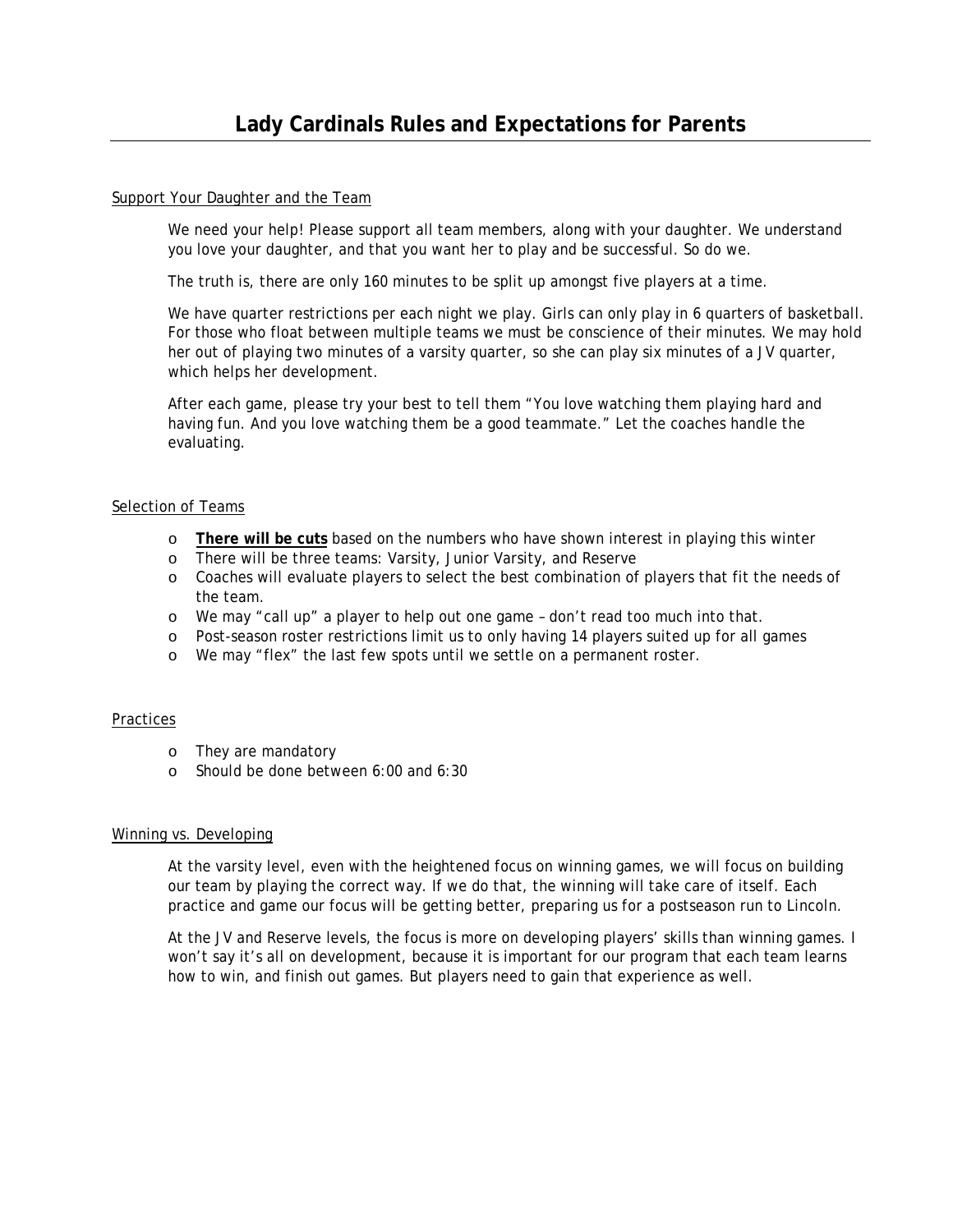# Lady Cardinals Rules and Expectations for Parents

## Support Your Daughter and the Team

We need your help! Please support all team members, along with your daughter. We understand you love your daughter, and that you want her to play and be successful. So do we.

The truth is, there are only 160 minutes to be split up amongst five players at a time.

We have quarter restrictions per each night we play. Girls can only play in 6 quarters of basketball. For those who float between multiple teams we must be conscience of their minutes. We may hold her out of playing two minutes of a varsity quarter, so she can play six minutes of a JV quarter, which helps her development.

After each game, please try your best to tell them "You love watching them playing hard and having fun. And you love watching them be a good teammate." Let the coaches handle the evaluating.

## Selection of Teams

- **There will be cuts** based on the numbers who have shown interest in playing this winter
- There will be three teams: Varsity, Junior Varsity, and Reserve
- Coaches will evaluate players to select the best combination of players that fit the needs of the team.
- We may "call up" a player to help out one game – don't read too much into that.
- Post-season roster restrictions limit us to only having 14 players suited up for all games
- We may "flex" the last few spots until we settle on a permanent roster.

## Practices

- They are mandatory
- Should be done between 6:00 and 6:30

## Winning vs. Developing

At the varsity level, even with the heightened focus on winning games, we will focus on building our team by playing the correct way. If we do that, the winning will take care of itself. Each practice and game our focus will be getting better, preparing us for a postseason run to Lincoln.

At the JV and Reserve levels, the focus is more on developing players' skills than winning games. I won't say it's all on development, because it is important for our program that each team learns how to win, and finish out games. But players need to gain that experience as well.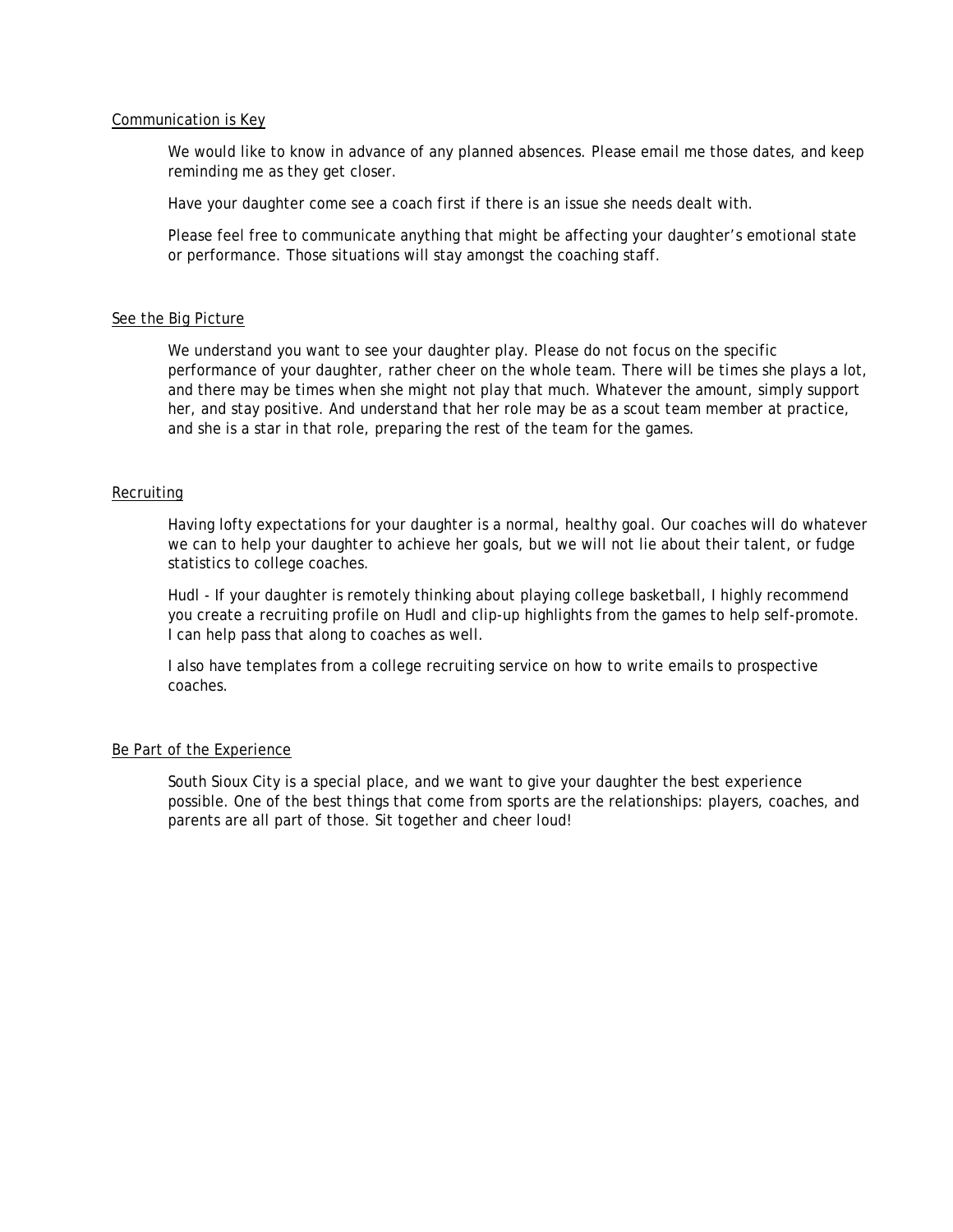<u>Communication is Key</u>

We would like to know in advance of any planned absences. Please email me those dates, and keep reminding me as they get closer.

Have your daughter come see a coach first if there is an issue she needs dealt with.

Please feel free to communicate anything that might be affecting your daughter's emotional state or performance. Those situations will stay amongst the coaching staff.

<u>See the Big Picture</u>

We understand you want to see your daughter play. Please do not focus on the specific performance of your daughter, rather cheer on the whole team. There will be times she plays a lot, and there may be times when she might not play that much. Whatever the amount, simply support her, and stay positive. And understand that her role may be as a scout team member at practice, and she is a star in that role, preparing the rest of the team for the games.

<u>Recruiting</u>

Having lofty expectations for your daughter is a normal, healthy goal. Our coaches will do whatever we can to help your daughter to achieve her goals, but we will not lie about their talent, or fudge statistics to college coaches.

Hudl - If your daughter is remotely thinking about playing college basketball, I highly recommend you create a recruiting profile on Hudl and clip-up highlights from the games to help self-promote. I can help pass that along to coaches as well.

I also have templates from a college recruiting service on how to write emails to prospective coaches.

<u>Be Part of the Experience</u>

South Sioux City is a special place, and we want to give your daughter the best experience possible. One of the best things that come from sports are the relationships: players, coaches, and parents are all part of those. Sit together and cheer loud!